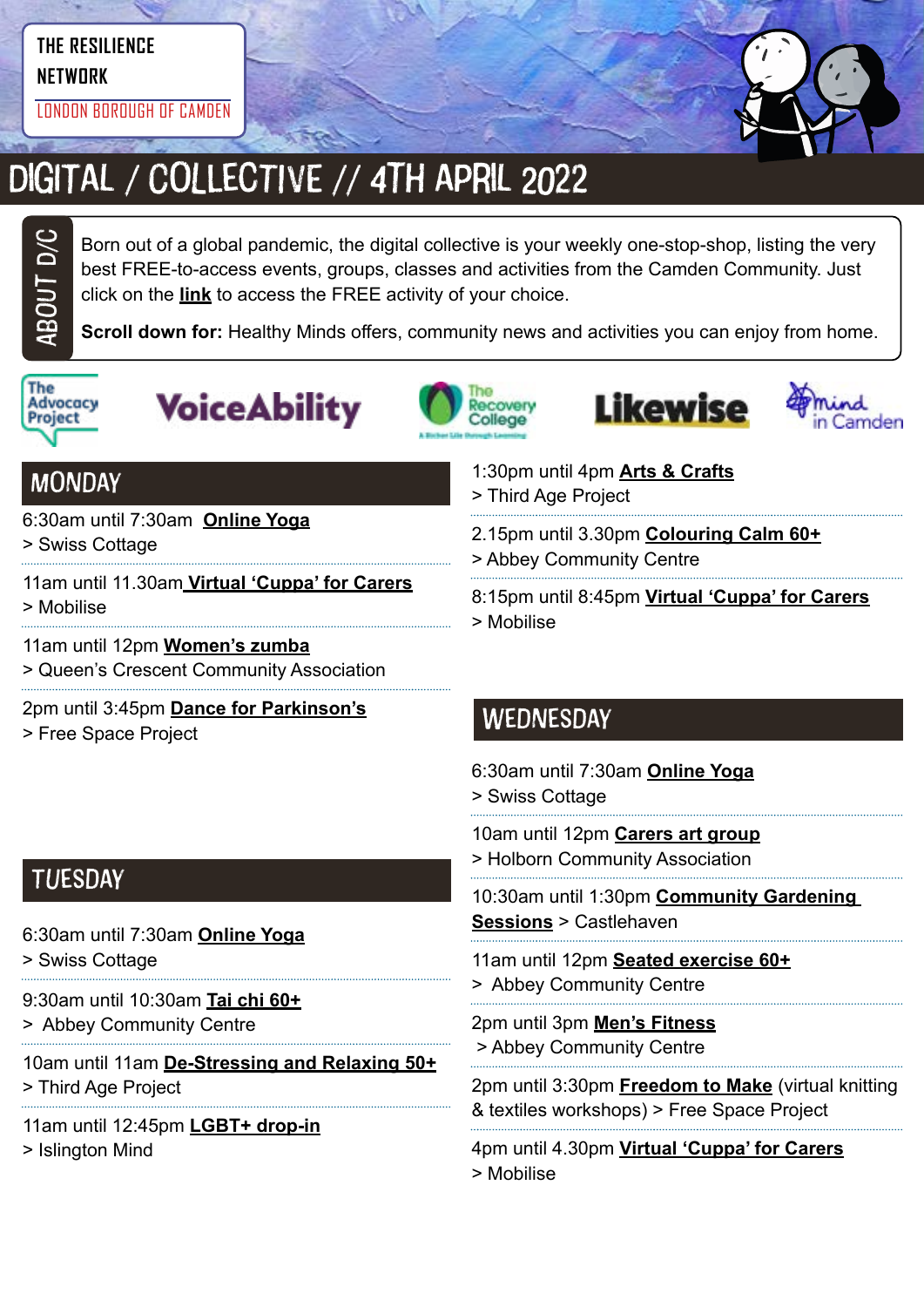THE RESILIENCE NETWORK

LONDON BOROUGH OF CAMDEN

# DIGITAL / COLLECTIVE // 4TH APRIL 2022

## ABOUT D/C

Born out of a global pandemic, the digital collective is your weekly one-stop-shop, listing the very best FREE-to-access events, groups, classes and activities from the Camden Community. Just click on the **link** to access the FREE activity of your choice.

**Scroll down for:** Healthy Minds offers, community news and activities you can enjoy from home.

The Advocacy Project | VoiceAbility | The Recovery College | Likewise | Mind in Camden

## MONDAY

6:30am until 7:30am **Online Yoga**
> Swiss Cottage

11am until 11.30am **Virtual 'Cuppa' for Carers**
> Mobilise

11am until 12pm **Women's zumba**
> Queen's Crescent Community Association

2pm until 3:45pm **Dance for Parkinson's**
> Free Space Project

## TUESDAY

6:30am until 7:30am **Online Yoga**
> Swiss Cottage

9:30am until 10:30am **Tai chi 60+**
> Abbey Community Centre

10am until 11am **De-Stressing and Relaxing 50+**
> Third Age Project

11am until 12:45pm **LGBT+ drop-in**
> Islington Mind

1:30pm until 4pm **Arts & Crafts**
> Third Age Project

2.15pm until 3.30pm **Colouring Calm 60+**
> Abbey Community Centre

8:15pm until 8:45pm **Virtual 'Cuppa' for Carers**
> Mobilise

## WEDNESDAY

6:30am until 7:30am **Online Yoga**
> Swiss Cottage

10am until 12pm **Carers art group**
> Holborn Community Association

10:30am until 1:30pm **Community Gardening Sessions** > Castlehaven

11am until 12pm **Seated exercise 60+**
> Abbey Community Centre

2pm until 3pm **Men's Fitness**
> Abbey Community Centre

2pm until 3:30pm **Freedom to Make** (virtual knitting & textiles workshops) > Free Space Project

4pm until 4.30pm **Virtual 'Cuppa' for Carers**
> Mobilise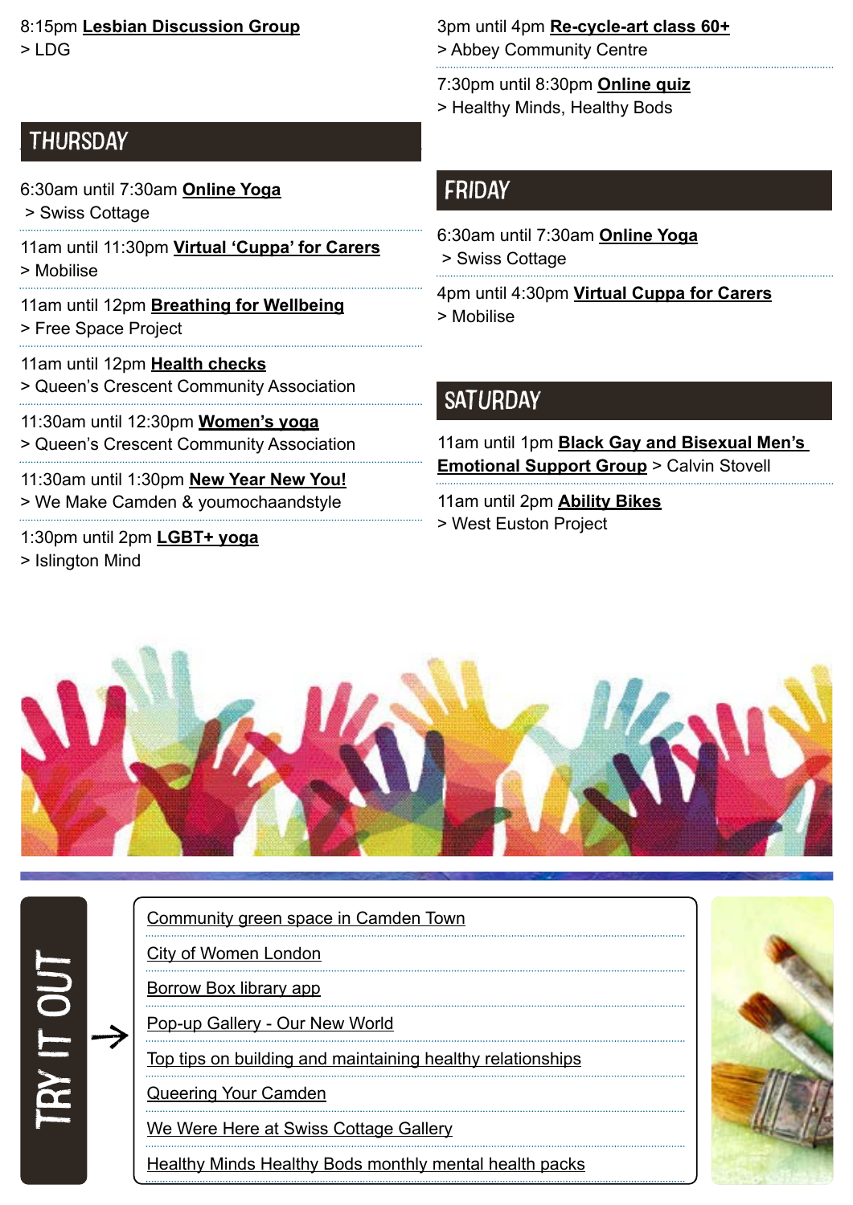8:15pm **Lesbian Discussion Group**
> LDG

3pm until 4pm **Re-cycle-art class 60+**
> Abbey Community Centre

7:30pm until 8:30pm **Online quiz**
> Healthy Minds, Healthy Bods

## THURSDAY

6:30am until 7:30am **Online Yoga**
> Swiss Cottage

11am until 11:30pm **Virtual 'Cuppa' for Carers**
> Mobilise

11am until 12pm **Breathing for Wellbeing**
> Free Space Project

11am until 12pm **Health checks**
> Queen's Crescent Community Association

11:30am until 12:30pm **Women's yoga**
> Queen's Crescent Community Association

11:30am until 1:30pm **New Year New You!**
> We Make Camden & youmochaandstyle

1:30pm until 2pm **LGBT+ yoga**
> Islington Mind

## FRIDAY

6:30am until 7:30am **Online Yoga**
> Swiss Cottage

4pm until 4:30pm **Virtual Cuppa for Carers**
> Mobilise

## SATURDAY

11am until 1pm **Black Gay and Bisexual Men's Emotional Support Group** > Calvin Stovell

11am until 2pm **Ability Bikes**
> West Euston Project

## TRY IT OUT

- Community green space in Camden Town
- City of Women London
- Borrow Box library app
- Pop-up Gallery - Our New World
- Top tips on building and maintaining healthy relationships
- Queering Your Camden
- We Were Here at Swiss Cottage Gallery
- Healthy Minds Healthy Bods monthly mental health packs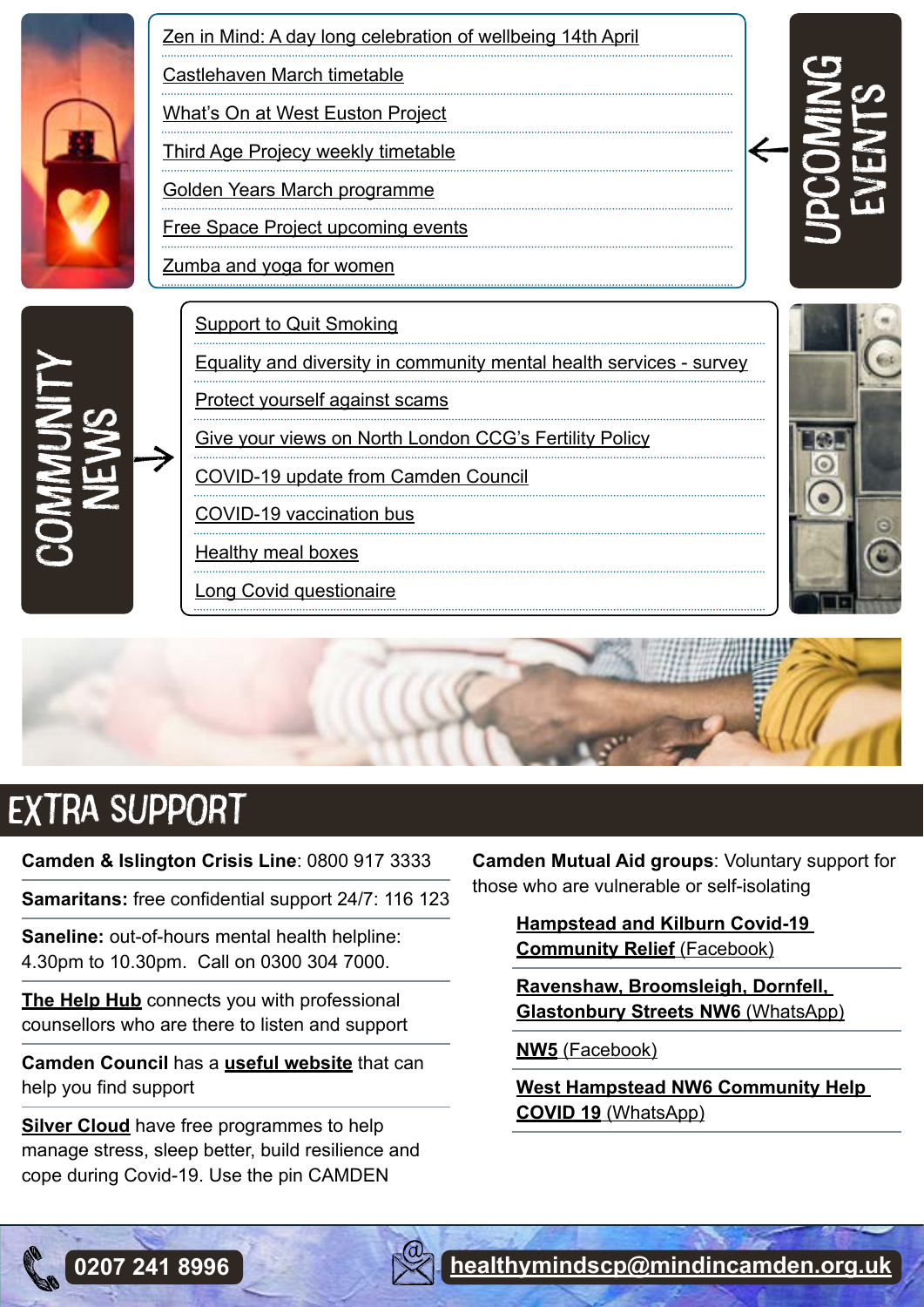## Upcoming Events

- Zen in Mind: A day long celebration of wellbeing 14th April
- Castlehaven March timetable
- What's On at West Euston Project
- Third Age Projecy weekly timetable
- Golden Years March programme
- Free Space Project upcoming events
- Zumba and yoga for women

## Community News

- Support to Quit Smoking
- Equality and diversity in community mental health services - survey
- Protect yourself against scams
- Give your views on North London CCG's Fertility Policy
- COVID-19 update from Camden Council
- COVID-19 vaccination bus
- Healthy meal boxes
- Long Covid questionaire

# EXTRA SUPPORT

**Camden & Islington Crisis Line**: 0800 917 3333

**Samaritans:** free confidential support 24/7: 116 123

**Saneline:** out-of-hours mental health helpline: 4.30pm to 10.30pm. Call on 0300 304 7000.

**The Help Hub** connects you with professional counsellors who are there to listen and support

**Camden Council** has a **useful website** that can help you find support

**Silver Cloud** have free programmes to help manage stress, sleep better, build resilience and cope during Covid-19. Use the pin CAMDEN

**Camden Mutual Aid groups**: Voluntary support for those who are vulnerable or self-isolating

- **Hampstead and Kilburn Covid-19 Community Relief** (Facebook)
- **Ravenshaw, Broomsleigh, Dornfell, Glastonbury Streets NW6** (WhatsApp)
- **NW5** (Facebook)
- **West Hampstead NW6 Community Help COVID 19** (WhatsApp)

0207 241 8996

healthymindscp@mindincamden.org.uk